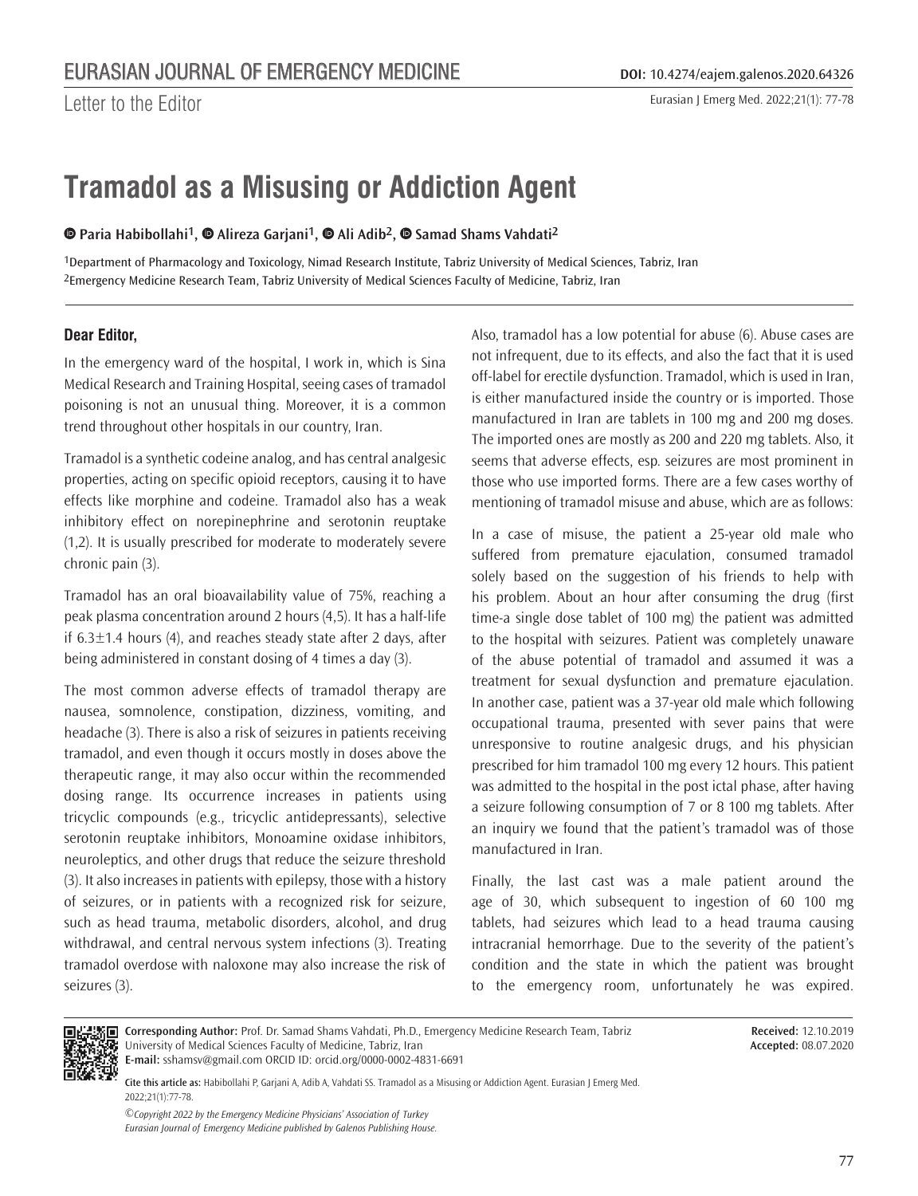Letter to the Editor

DOI: 10.4274/eajem.galenos.2020.64326

# Tramadol as a Misusing or Addiction Agent

**Paria Habibollahi[1], Alireza Garjani[1], Ali Adib[2], Samad Shams Vahdati[2]**

[1]Department of Pharmacology and Toxicology, Nimad Research Institute, Tabriz University of Medical Sciences, Tabriz, Iran
[2]Emergency Medicine Research Team, Tabriz University of Medical Sciences Faculty of Medicine, Tabriz, Iran

**Dear Editor,**

In the emergency ward of the hospital, I work in, which is Sina Medical Research and Training Hospital, seeing cases of tramadol poisoning is not an unusual thing. Moreover, it is a common trend throughout other hospitals in our country, Iran.

Tramadol is a synthetic codeine analog, and has central analgesic properties, acting on specific opioid receptors, causing it to have effects like morphine and codeine. Tramadol also has a weak inhibitory effect on norepinephrine and serotonin reuptake (1,2). It is usually prescribed for moderate to moderately severe chronic pain (3).

Tramadol has an oral bioavailability value of 75%, reaching a peak plasma concentration around 2 hours (4,5). It has a half-life if 6.3±1.4 hours (4), and reaches steady state after 2 days, after being administered in constant dosing of 4 times a day (3).

The most common adverse effects of tramadol therapy are nausea, somnolence, constipation, dizziness, vomiting, and headache (3). There is also a risk of seizures in patients receiving tramadol, and even though it occurs mostly in doses above the therapeutic range, it may also occur within the recommended dosing range. Its occurrence increases in patients using tricyclic compounds (e.g., tricyclic antidepressants), selective serotonin reuptake inhibitors, Monoamine oxidase inhibitors, neuroleptics, and other drugs that reduce the seizure threshold (3). It also increases in patients with epilepsy, those with a history of seizures, or in patients with a recognized risk for seizure, such as head trauma, metabolic disorders, alcohol, and drug withdrawal, and central nervous system infections (3). Treating tramadol overdose with naloxone may also increase the risk of seizures (3).

Also, tramadol has a low potential for abuse (6). Abuse cases are not infrequent, due to its effects, and also the fact that it is used off-label for erectile dysfunction. Tramadol, which is used in Iran, is either manufactured inside the country or is imported. Those manufactured in Iran are tablets in 100 mg and 200 mg doses. The imported ones are mostly as 200 and 220 mg tablets. Also, it seems that adverse effects, esp. seizures are most prominent in those who use imported forms. There are a few cases worthy of mentioning of tramadol misuse and abuse, which are as follows:

In a case of misuse, the patient a 25-year old male who suffered from premature ejaculation, consumed tramadol solely based on the suggestion of his friends to help with his problem. About an hour after consuming the drug (first time-a single dose tablet of 100 mg) the patient was admitted to the hospital with seizures. Patient was completely unaware of the abuse potential of tramadol and assumed it was a treatment for sexual dysfunction and premature ejaculation. In another case, patient was a 37-year old male which following occupational trauma, presented with sever pains that were unresponsive to routine analgesic drugs, and his physician prescribed for him tramadol 100 mg every 12 hours. This patient was admitted to the hospital in the post ictal phase, after having a seizure following consumption of 7 or 8 100 mg tablets. After an inquiry we found that the patient's tramadol was of those manufactured in Iran.

Finally, the last cast was a male patient around the age of 30, which subsequent to ingestion of 60 100 mg tablets, had seizures which lead to a head trauma causing intracranial hemorrhage. Due to the severity of the patient's condition and the state in which the patient was brought to the emergency room, unfortunately he was expired.

**Corresponding Author:** Prof. Dr. Samad Shams Vahdati, Ph.D., Emergency Medicine Research Team, Tabriz University of Medical Sciences Faculty of Medicine, Tabriz, Iran
**E-mail:** sshamsv@gmail.com ORCID ID: orcid.org/0000-0002-4831-6691

**Received:** 12.10.2019
**Accepted:** 08.07.2020

**Cite this article as:** Habibollahi P, Garjani A, Adib A, Vahdati SS. Tramadol as a Misusing or Addiction Agent. Eurasian J Emerg Med. 2022;21(1):77-78.

*©Copyright 2022 by the Emergency Medicine Physicians' Association of Turkey*
*Eurasian Journal of Emergency Medicine published by Galenos Publishing House.*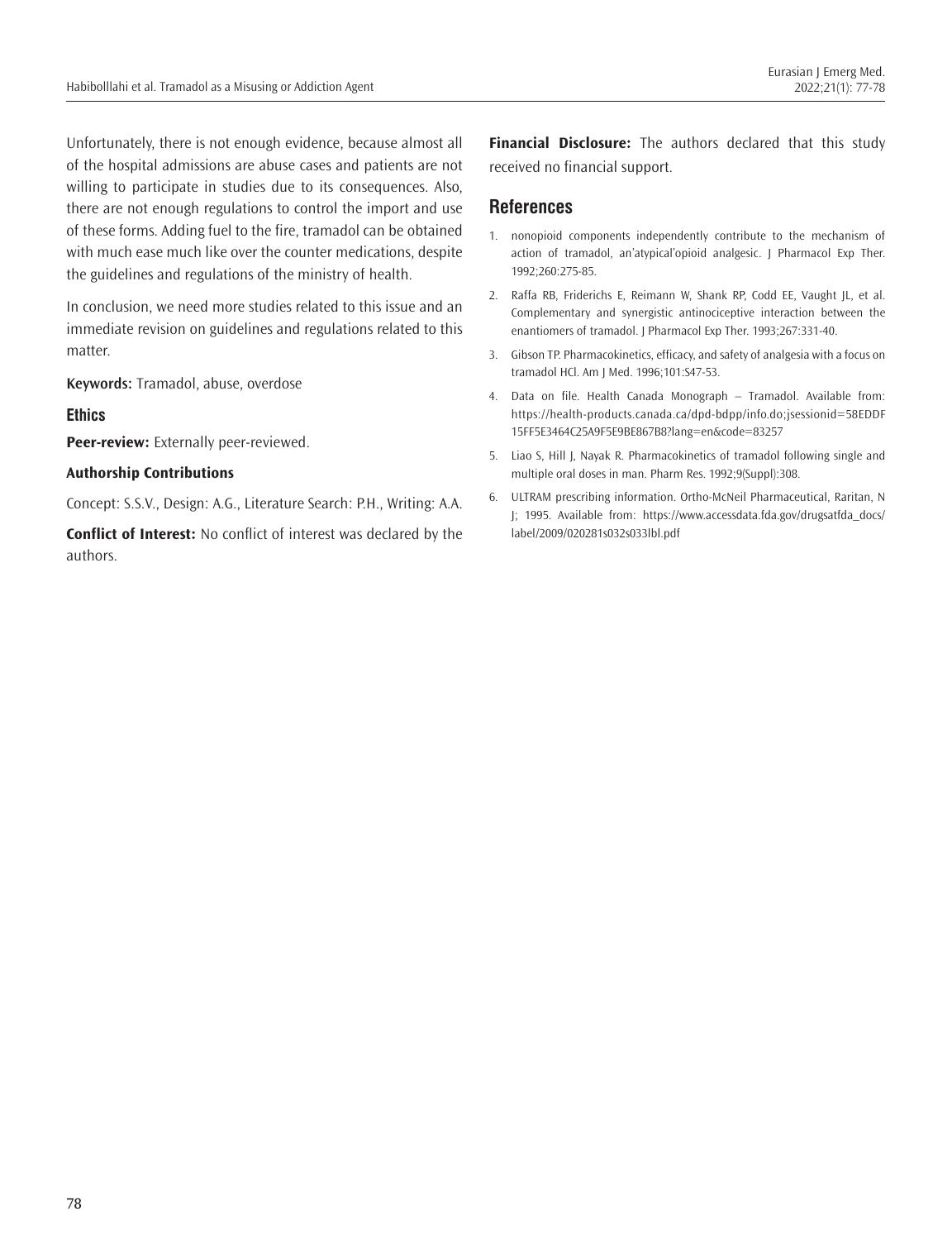Unfortunately, there is not enough evidence, because almost all of the hospital admissions are abuse cases and patients are not willing to participate in studies due to its consequences. Also, there are not enough regulations to control the import and use of these forms. Adding fuel to the fire, tramadol can be obtained with much ease much like over the counter medications, despite the guidelines and regulations of the ministry of health.

In conclusion, we need more studies related to this issue and an immediate revision on guidelines and regulations related to this matter.

**Keywords:** Tramadol, abuse, overdose

### Ethics

**Peer-review:** Externally peer-reviewed.

**Authorship Contributions**

Concept: S.S.V., Design: A.G., Literature Search: P.H., Writing: A.A.

**Conflict of Interest:** No conflict of interest was declared by the authors.

**Financial Disclosure:** The authors declared that this study received no financial support.

## References

1. nonopioid components independently contribute to the mechanism of action of tramadol, an'atypical'opioid analgesic. J Pharmacol Exp Ther. 1992;260:275-85.
2. Raffa RB, Friderichs E, Reimann W, Shank RP, Codd EE, Vaught JL, et al. Complementary and synergistic antinociceptive interaction between the enantiomers of tramadol. J Pharmacol Exp Ther. 1993;267:331-40.
3. Gibson TP. Pharmacokinetics, efficacy, and safety of analgesia with a focus on tramadol HCl. Am J Med. 1996;101:S47-53.
4. Data on file. Health Canada Monograph – Tramadol. Available from: https://health-products.canada.ca/dpd-bdpp/info.do;jsessionid=58EDDF15FF5E3464C25A9F5E9BE867B8?lang=en&code=83257
5. Liao S, Hill J, Nayak R. Pharmacokinetics of tramadol following single and multiple oral doses in man. Pharm Res. 1992;9(Suppl):308.
6. ULTRAM prescribing information. Ortho-McNeil Pharmaceutical, Raritan, NJ; 1995. Available from: https://www.accessdata.fda.gov/drugsatfda_docs/label/2009/020281s032s033lbl.pdf